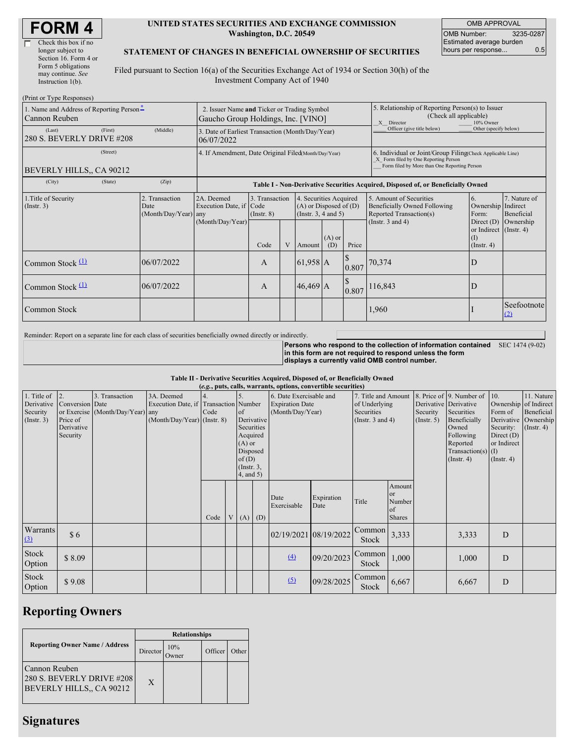# FORM 4

☐ Check this box if no longer subject to Section 16. Form 4 or Form 5 obligations may continue. *See* Instruction 1(b).

**UNITED STATES SECURITIES AND EXCHANGE COMMISSION**
**Washington, D.C. 20549**

**STATEMENT OF CHANGES IN BENEFICIAL OWNERSHIP OF SECURITIES**

Filed pursuant to Section 16(a) of the Securities Exchange Act of 1934 or Section 30(h) of the Investment Company Act of 1940

| OMB APPROVAL | |
|---|---|
| OMB Number: | 3235-0287 |
| Estimated average burden hours per response... | 0.5 |

(Print or Type Responses)

| | | |
|---|---|---|
| 1. Name and Address of Reporting Person * <br> Cannon Reuben <br> (Last) (First) (Middle) <br> 280 S. BEVERLY DRIVE #208 <br> (Street) <br> BEVERLY HILLS,, CA 90212 <br> (City) (State) (Zip) | 2. Issuer Name **and** Ticker or Trading Symbol <br> Gaucho Group Holdings, Inc. [VINO] <br> 3. Date of Earliest Transaction (Month/Day/Year) <br> 06/07/2022 <br> 4. If Amendment, Date Original Filed (Month/Day/Year) | 5. Relationship of Reporting Person(s) to Issuer (Check all applicable) <br> _X_ Director ___ 10% Owner <br> ___ Officer (give title below) ___ Other (specify below) <br> 6. Individual or Joint/Group Filing (Check Applicable Line) <br> _X_ Form filed by One Reporting Person <br> ___ Form filed by More than One Reporting Person |

**Table I - Non-Derivative Securities Acquired, Disposed of, or Beneficially Owned**

| 1.Title of Security (Instr. 3) | 2. Transaction Date (Month/Day/Year) | 2A. Deemed Execution Date, if any (Month/Day/Year) | 3. Transaction Code (Instr. 8) | | 4. Securities Acquired (A) or Disposed of (D) (Instr. 3, 4 and 5) | | | 5. Amount of Securities Beneficially Owned Following Reported Transaction(s) (Instr. 3 and 4) | 6. Ownership Form: Direct (D) or Indirect (I) (Instr. 4) | 7. Nature of Indirect Beneficial Ownership (Instr. 4) |
|---|---|---|---|---|---|---|---|---|---|---|
| | | | Code | V | Amount | (A) or (D) | Price | | | |
| Common Stock [(1)] | 06/07/2022 | | A | | 61,958 | A | $ 0.807 | 70,374 | D | |
| Common Stock [(1)] | 06/07/2022 | | A | | 46,469 | A | $ 0.807 | 116,843 | D | |
| Common Stock | | | | | | | | 1,960 | I | Seefootnote [(2)] |

Reminder: Report on a separate line for each class of securities beneficially owned directly or indirectly.

**Persons who respond to the collection of information contained in this form are not required to respond unless the form displays a currently valid OMB control number.** SEC 1474 (9-02)

**Table II - Derivative Securities Acquired, Disposed of, or Beneficially Owned**
**(*e.g.*, puts, calls, warrants, options, convertible securities)**

| 1. Title of Derivative Security (Instr. 3) | 2. Conversion or Exercise Price of Derivative Security | 3. Transaction Date (Month/Day/Year) | 3A. Deemed Execution Date, if any (Month/Day/Year) | 4. Transaction Code (Instr. 8) | | 5. Number of Derivative Securities Acquired (A) or Disposed of (D) (Instr. 3, 4, and 5) | | 6. Date Exercisable and Expiration Date (Month/Day/Year) | | 7. Title and Amount of Underlying Securities (Instr. 3 and 4) | | 8. Price of Derivative Security (Instr. 5) | 9. Number of Derivative Securities Beneficially Owned Following Reported Transaction(s) (Instr. 4) | 10. Ownership Form of Derivative Security: Direct (D) or Indirect (I) (Instr. 4) | 11. Nature of Indirect Beneficial Ownership (Instr. 4) |
|---|---|---|---|---|---|---|---|---|---|---|---|---|---|---|---|
| | | | | Code | V | (A) | (D) | Date Exercisable | Expiration Date | Title | Amount or Number of Shares | | | | |
| Warrants [(3)] | $ 6 | | | | | | | 02/19/2021 | 08/19/2022 | Common Stock | 3,333 | | 3,333 | D | |
| Stock Option | $ 8.09 | | | | | | | [(4)] | 09/20/2023 | Common Stock | 1,000 | | 1,000 | D | |
| Stock Option | $ 9.08 | | | | | | | [(5)] | 09/28/2025 | Common Stock | 6,667 | | 6,667 | D | |

## Reporting Owners

| Reporting Owner Name / Address | Relationships | | | |
|---|---|---|---|---|
| | Director | 10% Owner | Officer | Other |
| Cannon Reuben <br> 280 S. BEVERLY DRIVE #208 <br> BEVERLY HILLS,, CA 90212 | X | | | |

## Signatures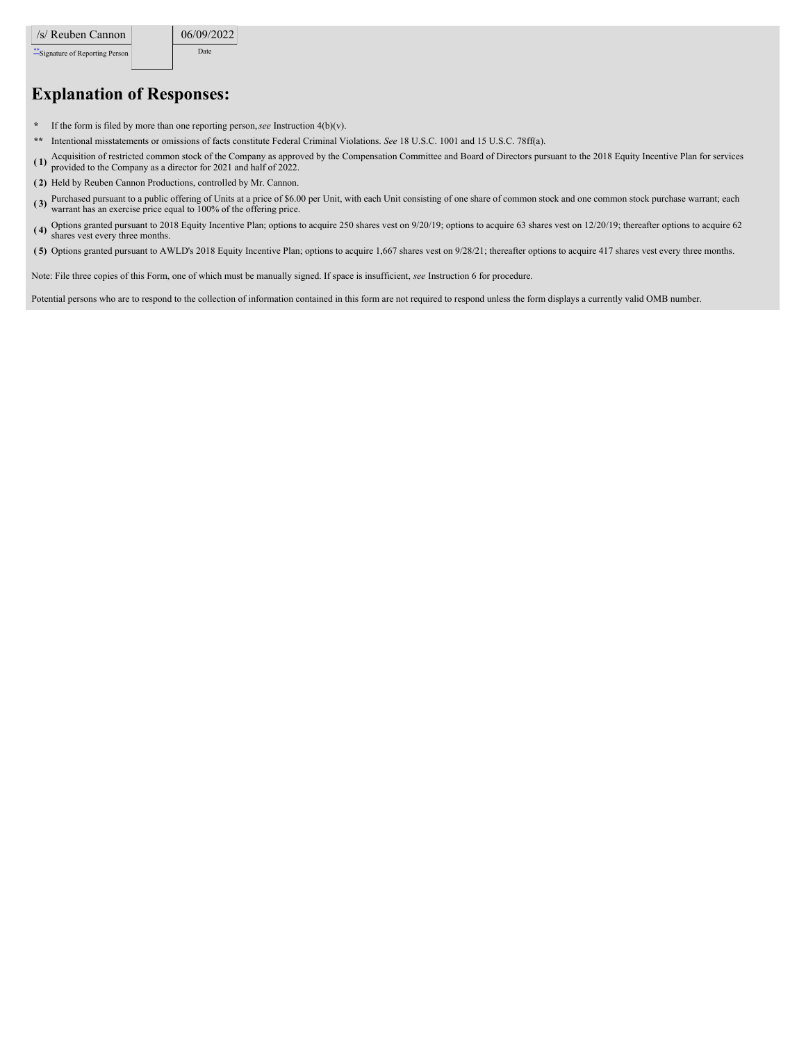| /s/ Reuben Cannon | | 06/09/2022 |
| --- | --- | --- |
| ** Signature of Reporting Person | | Date |

## Explanation of Responses:

\* If the form is filed by more than one reporting person, *see* Instruction 4(b)(v).

\*\* Intentional misstatements or omissions of facts constitute Federal Criminal Violations. *See* 18 U.S.C. 1001 and 15 U.S.C. 78ff(a).

**( 1)** Acquisition of restricted common stock of the Company as approved by the Compensation Committee and Board of Directors pursuant to the 2018 Equity Incentive Plan for services provided to the Company as a director for 2021 and half of 2022.

**( 2)** Held by Reuben Cannon Productions, controlled by Mr. Cannon.

**( 3)** Purchased pursuant to a public offering of Units at a price of $6.00 per Unit, with each Unit consisting of one share of common stock and one common stock purchase warrant; each warrant has an exercise price equal to 100% of the offering price.

**( 4)** Options granted pursuant to 2018 Equity Incentive Plan; options to acquire 250 shares vest on 9/20/19; options to acquire 63 shares vest on 12/20/19; thereafter options to acquire 62 shares vest every three months.

**( 5)** Options granted pursuant to AWLD's 2018 Equity Incentive Plan; options to acquire 1,667 shares vest on 9/28/21; thereafter options to acquire 417 shares vest every three months.

Note: File three copies of this Form, one of which must be manually signed. If space is insufficient, *see* Instruction 6 for procedure.

Potential persons who are to respond to the collection of information contained in this form are not required to respond unless the form displays a currently valid OMB number.